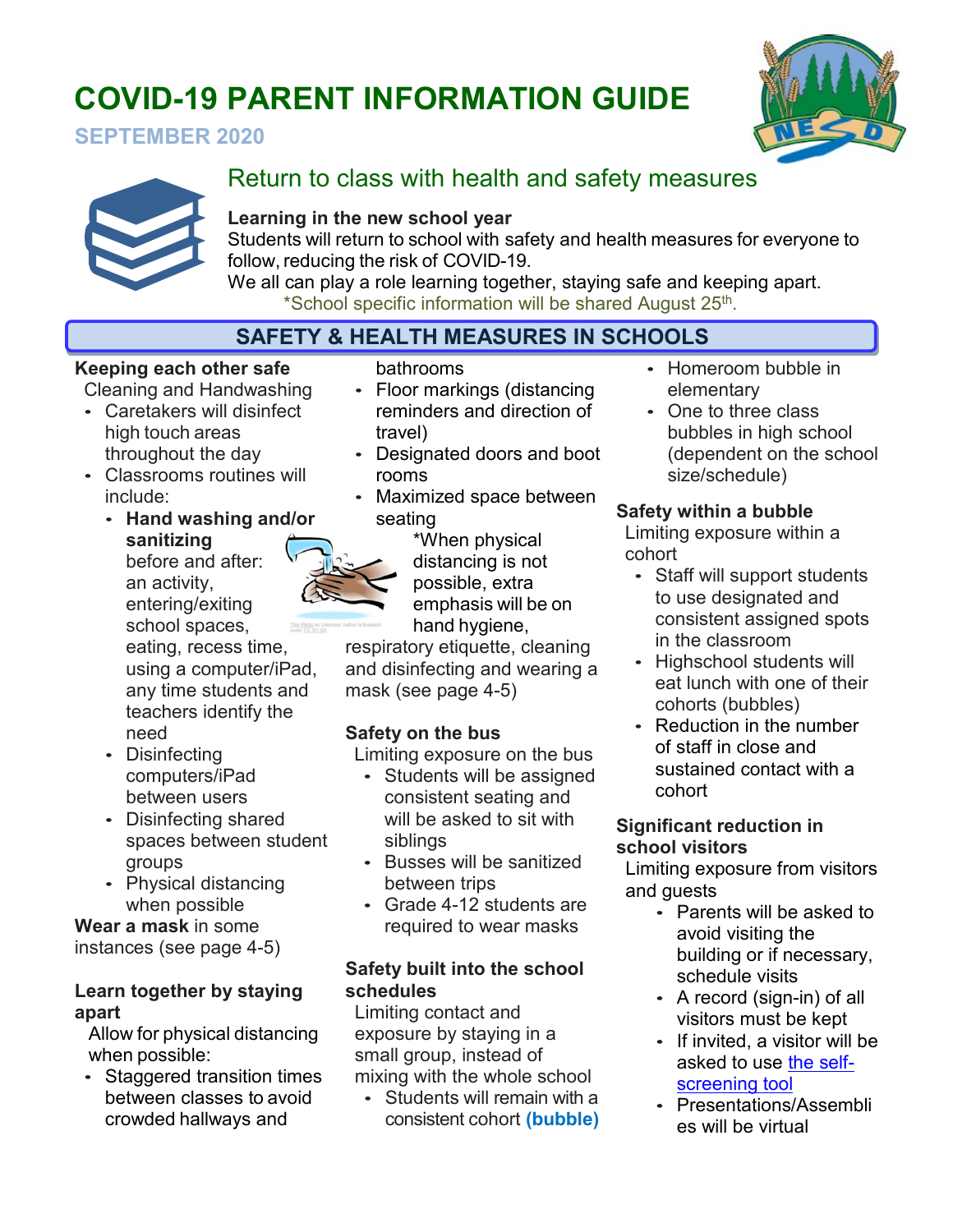# COVID-19 PARENT INFORMATION GUIDE

**SEPTEMBER 2020**

## Return to class with health and safety measures

**Learning in the new school year**

Students will return to school with safety and health measures for everyone to follow, reducing the risk of COVID-19.

We all can play a role learning together, staying safe and keeping apart.

*School specific information will be shared August 25th.

## SAFETY & HEALTH MEASURES IN SCHOOLS

### Keeping each other safe

Cleaning and Handwashing

- Caretakers will disinfect high touch areas throughout the day
- Classrooms routines will include:
  - **Hand washing and/or sanitizing** before and after: an activity, entering/exiting school spaces, eating, recess time, using a computer/iPad, any time students and teachers identify the need
  - Disinfecting computers/iPad between users
  - Disinfecting shared spaces between student groups
  - Physical distancing when possible

**Wear a mask** in some instances (see page 4-5)

### Learn together by staying apart

Allow for physical distancing when possible:

- Staggered transition times between classes to avoid crowded hallways and bathrooms
- Floor markings (distancing reminders and direction of travel)
- Designated doors and boot rooms
- Maximized space between seating

*When physical distancing is not possible, extra emphasis will be on hand hygiene, respiratory etiquette, cleaning and disinfecting and wearing a mask (see page 4-5)

### Safety on the bus

Limiting exposure on the bus

- Students will be assigned consistent seating and will be asked to sit with siblings
- Busses will be sanitized between trips
- Grade 4-12 students are required to wear masks

### Safety built into the school schedules

Limiting contact and exposure by staying in a small group, instead of mixing with the whole school

- Students will remain with a consistent cohort **(bubble)**
- Homeroom bubble in elementary
- One to three class bubbles in high school (dependent on the school size/schedule)

### Safety within a bubble

Limiting exposure within a cohort

- Staff will support students to use designated and consistent assigned spots in the classroom
- Highschool students will eat lunch with one of their cohorts (bubbles)
- Reduction in the number of staff in close and sustained contact with a cohort

### Significant reduction in school visitors

Limiting exposure from visitors and guests

- Parents will be asked to avoid visiting the building or if necessary, schedule visits
- A record (sign-in) of all visitors must be kept
- If invited, a visitor will be asked to use the self-screening tool
- Presentations/Assemblies will be virtual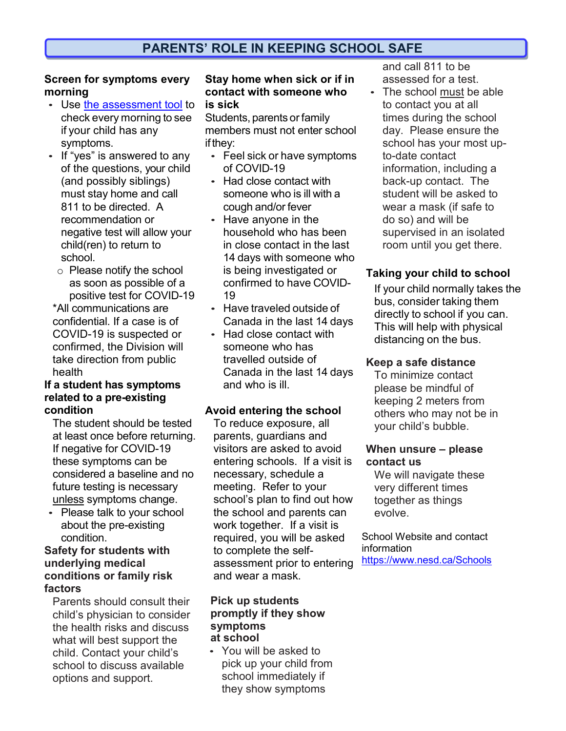## PARENTS' ROLE IN KEEPING SCHOOL SAFE

**Screen for symptoms every morning**

- Use [the assessment tool](#) to check every morning to see if your child has any symptoms.
- If "yes" is answered to any of the questions, your child (and possibly siblings) must stay home and call 811 to be directed. A recommendation or negative test will allow your child(ren) to return to school.
  - Please notify the school as soon as possible of a positive test for COVID-19

*All communications are confidential. If a case is of COVID-19 is suspected or confirmed, the Division will take direction from public health

**If a student has symptoms related to a pre-existing condition**

The student should be tested at least once before returning. If negative for COVID-19 these symptoms can be considered a baseline and no future testing is necessary <u>unless</u> symptoms change.

- Please talk to your school about the pre-existing condition.

**Safety for students with underlying medical conditions or family risk factors**

Parents should consult their child's physician to consider the health risks and discuss what will best support the child. Contact your child's school to discuss available options and support.

**Stay home when sick or if in contact with someone who is sick**

Students, parents or family members must not enter school if they:

- Feel sick or have symptoms of COVID-19
- Had close contact with someone who is ill with a cough and/or fever
- Have anyone in the household who has been in close contact in the last 14 days with someone who is being investigated or confirmed to have COVID-19
- Have traveled outside of Canada in the last 14 days
- Had close contact with someone who has travelled outside of Canada in the last 14 days and who is ill.

**Avoid entering the school**

To reduce exposure, all parents, guardians and visitors are asked to avoid entering schools. If a visit is necessary, schedule a meeting. Refer to your school's plan to find out how the school and parents can work together. If a visit is required, you will be asked to complete the self-assessment prior to entering and wear a mask.

**Pick up students promptly if they show symptoms at school**

- You will be asked to pick up your child from school immediately if they show symptoms and call 811 to be assessed for a test.
- The school <u>must</u> be able to contact you at all times during the school day. Please ensure the school has your most up-to-date contact information, including a back-up contact. The student will be asked to wear a mask (if safe to do so) and will be supervised in an isolated room until you get there.

**Taking your child to school**

If your child normally takes the bus, consider taking them directly to school if you can. This will help with physical distancing on the bus.

**Keep a safe distance**

To minimize contact please be mindful of keeping 2 meters from others who may not be in your child's bubble.

**When unsure – please contact us**

We will navigate these very different times together as things evolve.

School Website and contact information
https://www.nesd.ca/Schools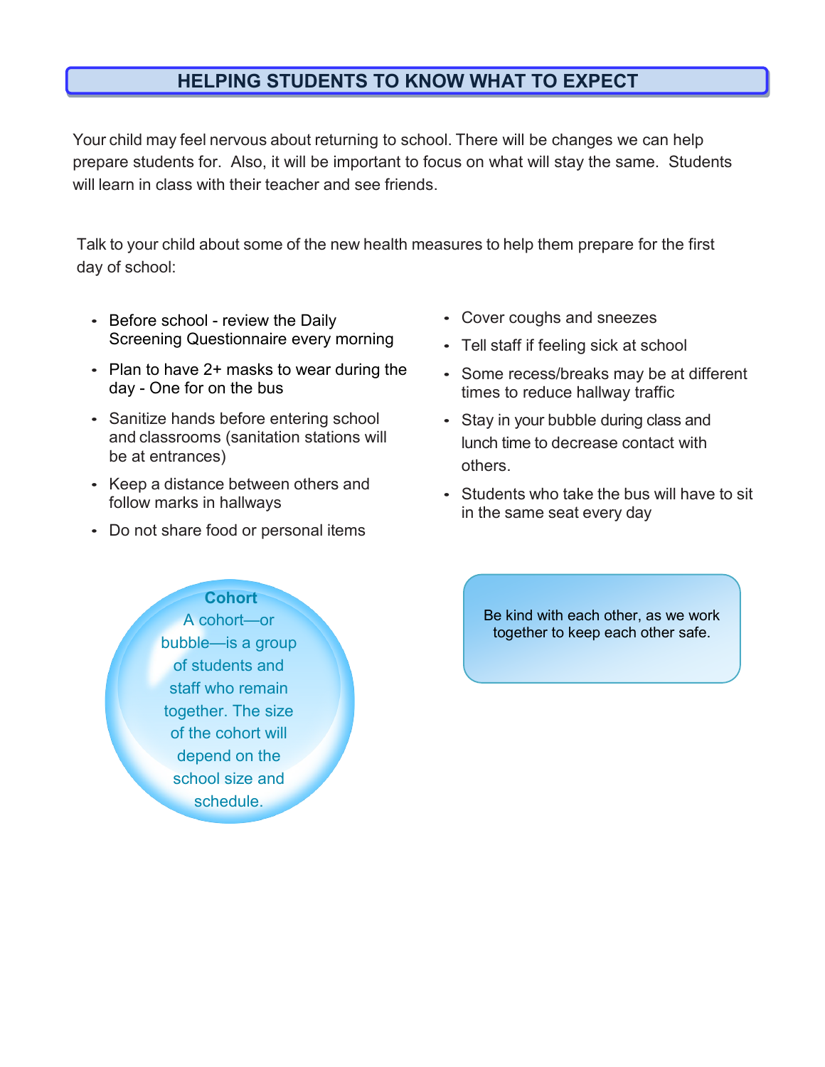## HELPING STUDENTS TO KNOW WHAT TO EXPECT

Your child may feel nervous about returning to school. There will be changes we can help prepare students for. Also, it will be important to focus on what will stay the same. Students will learn in class with their teacher and see friends.

Talk to your child about some of the new health measures to help them prepare for the first day of school:

- Before school - review the Daily Screening Questionnaire every morning
- Plan to have 2+ masks to wear during the day - One for on the bus
- Sanitize hands before entering school and classrooms (sanitation stations will be at entrances)
- Keep a distance between others and follow marks in hallways
- Do not share food or personal items
- Cover coughs and sneezes
- Tell staff if feeling sick at school
- Some recess/breaks may be at different times to reduce hallway traffic
- Stay in your bubble during class and lunch time to decrease contact with others.
- Students who take the bus will have to sit in the same seat every day

**Cohort**

A cohort—or bubble—is a group of students and staff who remain together. The size of the cohort will depend on the school size and schedule.

Be kind with each other, as we work together to keep each other safe.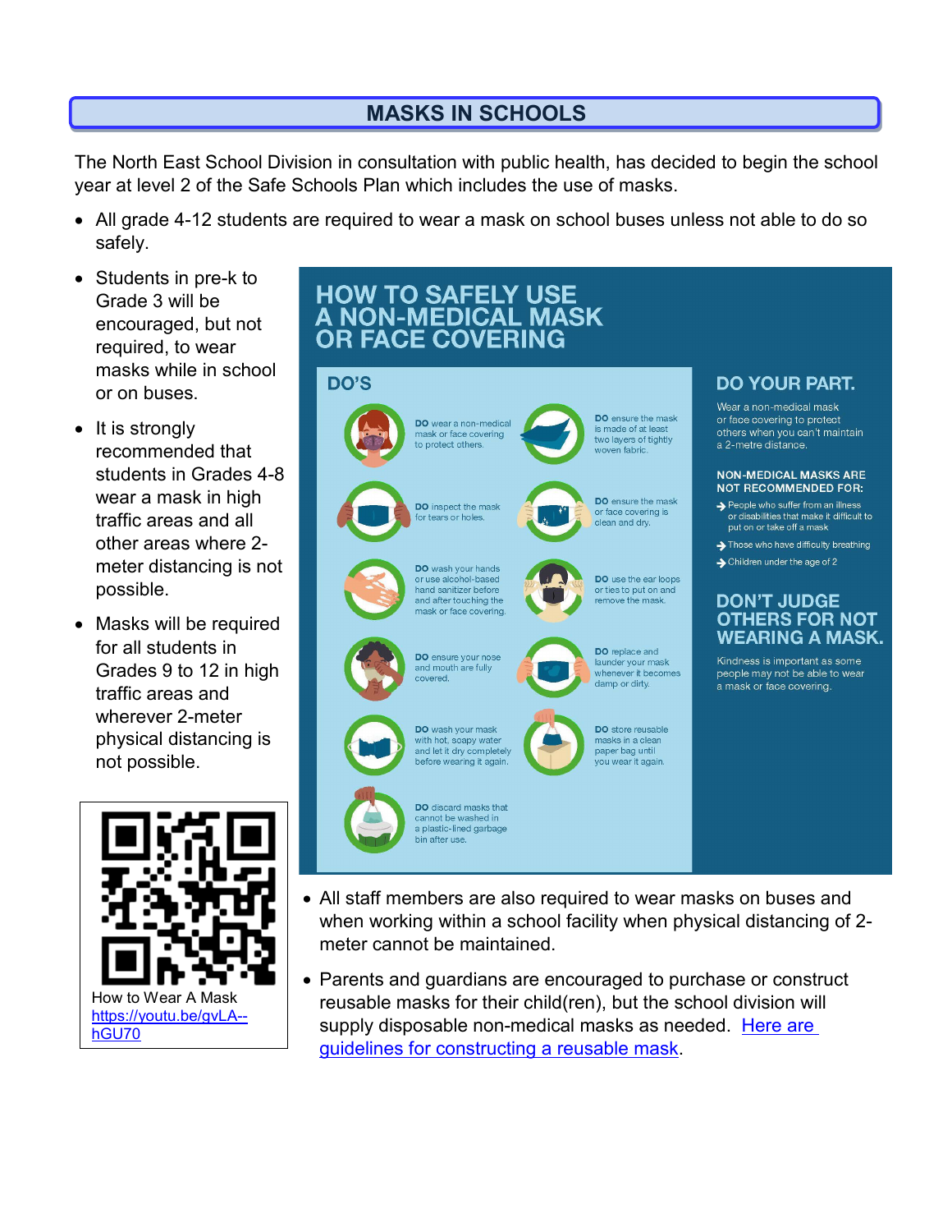## MASKS IN SCHOOLS

The North East School Division in consultation with public health, has decided to begin the school year at level 2 of the Safe Schools Plan which includes the use of masks.

- All grade 4-12 students are required to wear a mask on school buses unless not able to do so safely.
- Students in pre-k to Grade 3 will be encouraged, but not required, to wear masks while in school or on buses.
- It is strongly recommended that students in Grades 4-8 wear a mask in high traffic areas and all other areas where 2-meter distancing is not possible.
- Masks will be required for all students in Grades 9 to 12 in high traffic areas and wherever 2-meter physical distancing is not possible.

How to Wear A Mask
https://youtu.be/gvLA--hGU70

# HOW TO SAFELY USE A NON-MEDICAL MASK OR FACE COVERING

## DO'S

- **DO** wear a non-medical mask or face covering to protect others.
- **DO** ensure the mask is made of at least two layers of tightly woven fabric.
- **DO** inspect the mask for tears or holes.
- **DO** ensure the mask or face covering is clean and dry.
- **DO** wash your hands or use alcohol-based hand sanitizer before and after touching the mask or face covering.
- **DO** use the ear loops or ties to put on and remove the mask.
- **DO** ensure your nose and mouth are fully covered.
- **DO** replace and launder your mask whenever it becomes damp or dirty.
- **DO** wash your mask with hot, soapy water and let it dry completely before wearing it again.
- **DO** store reusable masks in a clean paper bag until you wear it again.
- **DO** discard masks that cannot be washed in a plastic-lined garbage bin after use.

## DO YOUR PART.

Wear a non-medical mask or face covering to protect others when you can't maintain a 2-metre distance.

**NON-MEDICAL MASKS ARE NOT RECOMMENDED FOR:**

- People who suffer from an illness or disabilities that make it difficult to put on or take off a mask
- Those who have difficulty breathing
- Children under the age of 2

## DON'T JUDGE OTHERS FOR NOT WEARING A MASK.

Kindness is important as some people may not be able to wear a mask or face covering.

- All staff members are also required to wear masks on buses and when working within a school facility when physical distancing of 2-meter cannot be maintained.
- Parents and guardians are encouraged to purchase or construct reusable masks for their child(ren), but the school division will supply disposable non-medical masks as needed. Here are guidelines for constructing a reusable mask.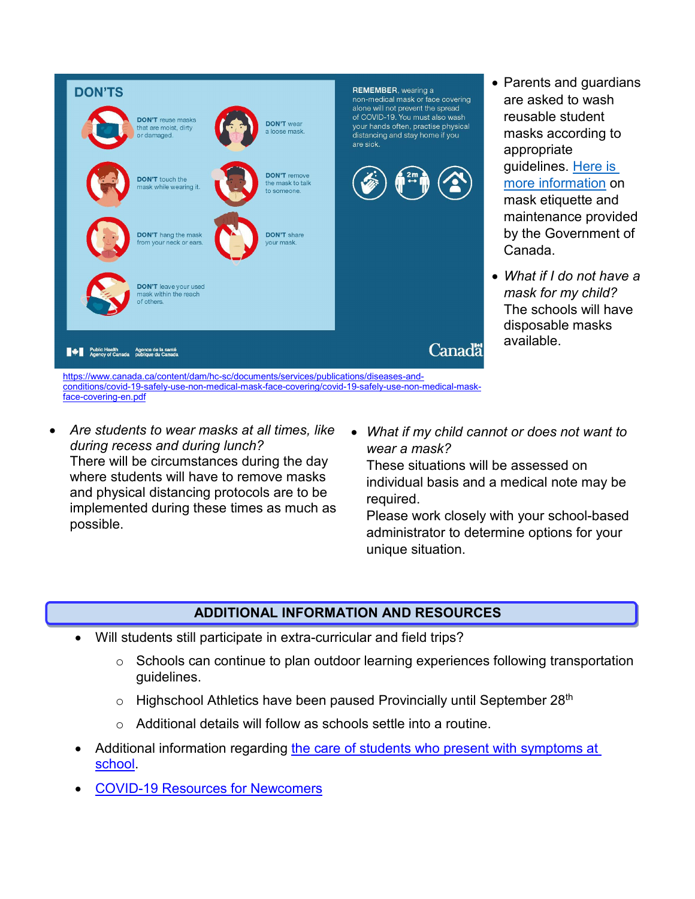DON'TS

DON'T reuse masks that are moist, dirty or damaged.

DON'T wear a loose mask.

DON'T touch the mask while wearing it.

DON'T remove the mask to talk to someone.

DON'T hang the mask from your neck or ears.

DON'T share your mask.

DON'T leave your used mask within the reach of others.

**REMEMBER**, wearing a non-medical mask or face covering alone will not prevent the spread of COVID-19. You must also wash your hands often, practise physical distancing and stay home if you are sick.

2m

Public Health Agency of Canada / Agence de la santé publique du Canada

Canada

https://www.canada.ca/content/dam/hc-sc/documents/services/publications/diseases-and-conditions/covid-19-safely-use-non-medical-mask-face-covering/covid-19-safely-use-non-medical-mask-face-covering-en.pdf

- Parents and guardians are asked to wash reusable student masks according to appropriate guidelines. Here is more information on mask etiquette and maintenance provided by the Government of Canada.
- *What if I do not have a mask for my child?* The schools will have disposable masks available.

- *Are students to wear masks at all times, like during recess and during lunch?* There will be circumstances during the day where students will have to remove masks and physical distancing protocols are to be implemented during these times as much as possible.
- *What if my child cannot or does not want to wear a mask?* These situations will be assessed on individual basis and a medical note may be required. Please work closely with your school-based administrator to determine options for your unique situation.

## ADDITIONAL INFORMATION AND RESOURCES

- Will students still participate in extra-curricular and field trips?
  - Schools can continue to plan outdoor learning experiences following transportation guidelines.
  - Highschool Athletics have been paused Provincially until September 28th
  - Additional details will follow as schools settle into a routine.
- Additional information regarding the care of students who present with symptoms at school.
- COVID-19 Resources for Newcomers